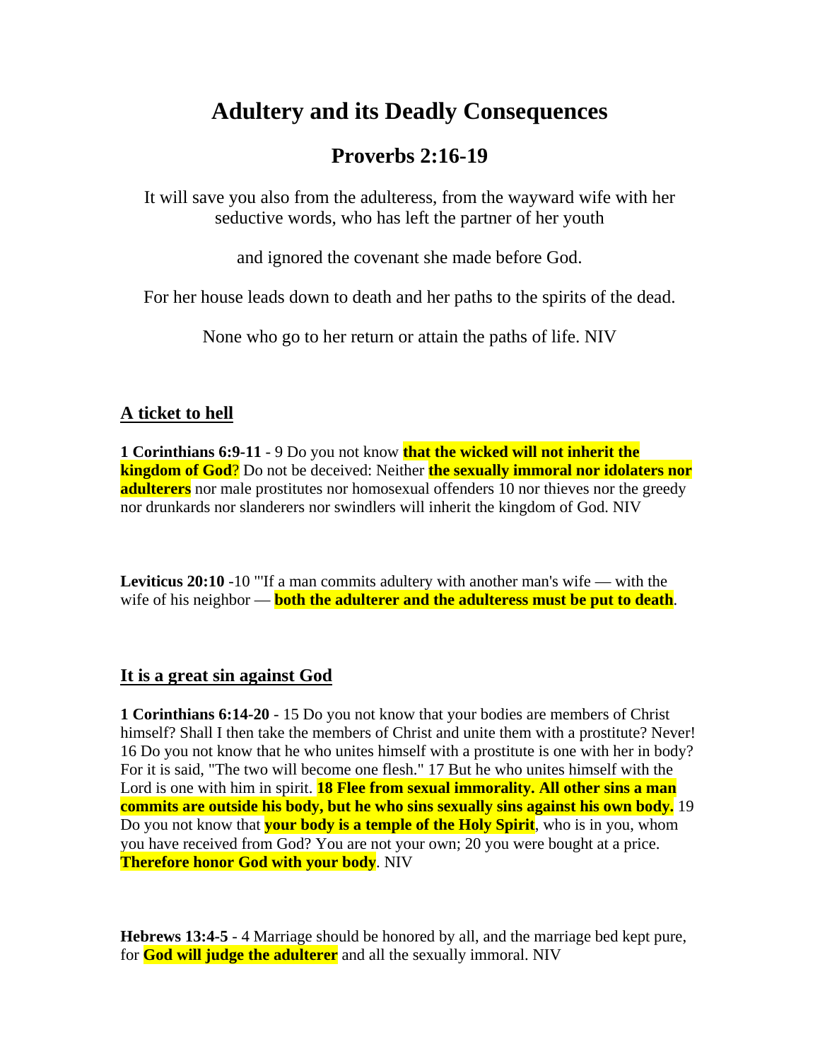# Adultery and its Deadly Consequences

## Proverbs 2:16-19

It will save you also from the adulteress, from the wayward wife with her seductive words, who has left the partner of her youth

and ignored the covenant she made before God.

For her house leads down to death and her paths to the spirits of the dead.

None who go to her return or attain the paths of life. NIV

### A ticket to hell

**1 Corinthians 6:9-11** - 9 Do you not know **that the wicked will not inherit the kingdom of God**? Do not be deceived: Neither **the sexually immoral nor idolaters nor adulterers** nor male prostitutes nor homosexual offenders 10 nor thieves nor the greedy nor drunkards nor slanderers nor swindlers will inherit the kingdom of God. NIV

**Leviticus 20:10** -10 "'If a man commits adultery with another man's wife — with the wife of his neighbor — **both the adulterer and the adulteress must be put to death**.

### It is a great sin against God

**1 Corinthians 6:14-20** - 15 Do you not know that your bodies are members of Christ himself? Shall I then take the members of Christ and unite them with a prostitute? Never! 16 Do you not know that he who unites himself with a prostitute is one with her in body? For it is said, "The two will become one flesh." 17 But he who unites himself with the Lord is one with him in spirit. **18 Flee from sexual immorality. All other sins a man commits are outside his body, but he who sins sexually sins against his own body.** 19 Do you not know that **your body is a temple of the Holy Spirit**, who is in you, whom you have received from God? You are not your own; 20 you were bought at a price. **Therefore honor God with your body**. NIV

**Hebrews 13:4-5** - 4 Marriage should be honored by all, and the marriage bed kept pure, for **God will judge the adulterer** and all the sexually immoral. NIV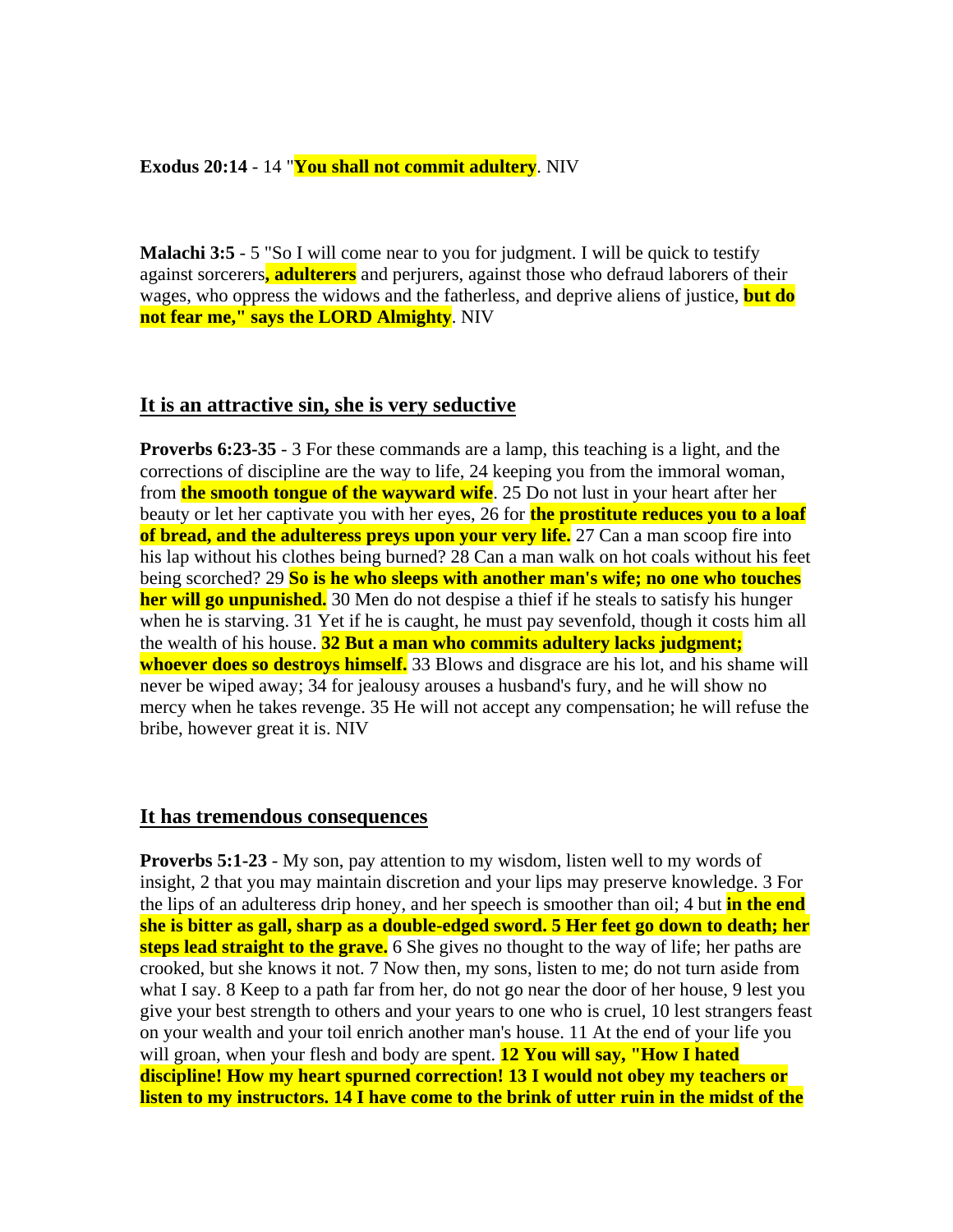**Exodus 20:14** - 14 "**You shall not commit adultery**. NIV

**Malachi 3:5** - 5 "So I will come near to you for judgment. I will be quick to testify against sorcerers**, adulterers** and perjurers, against those who defraud laborers of their wages, who oppress the widows and the fatherless, and deprive aliens of justice, **but do not fear me," says the LORD Almighty**. NIV

## It is an attractive sin, she is very seductive

**Proverbs 6:23-35** - 3 For these commands are a lamp, this teaching is a light, and the corrections of discipline are the way to life, 24 keeping you from the immoral woman, from **the smooth tongue of the wayward wife**. 25 Do not lust in your heart after her beauty or let her captivate you with her eyes, 26 for **the prostitute reduces you to a loaf of bread, and the adulteress preys upon your very life.** 27 Can a man scoop fire into his lap without his clothes being burned? 28 Can a man walk on hot coals without his feet being scorched? 29 **So is he who sleeps with another man's wife; no one who touches her will go unpunished.** 30 Men do not despise a thief if he steals to satisfy his hunger when he is starving. 31 Yet if he is caught, he must pay sevenfold, though it costs him all the wealth of his house. **32 But a man who commits adultery lacks judgment; whoever does so destroys himself.** 33 Blows and disgrace are his lot, and his shame will never be wiped away; 34 for jealousy arouses a husband's fury, and he will show no mercy when he takes revenge. 35 He will not accept any compensation; he will refuse the bribe, however great it is. NIV

## It has tremendous consequences

**Proverbs 5:1-23** - My son, pay attention to my wisdom, listen well to my words of insight, 2 that you may maintain discretion and your lips may preserve knowledge. 3 For the lips of an adulteress drip honey, and her speech is smoother than oil; 4 but **in the end she is bitter as gall, sharp as a double-edged sword. 5 Her feet go down to death; her steps lead straight to the grave.** 6 She gives no thought to the way of life; her paths are crooked, but she knows it not. 7 Now then, my sons, listen to me; do not turn aside from what I say. 8 Keep to a path far from her, do not go near the door of her house, 9 lest you give your best strength to others and your years to one who is cruel, 10 lest strangers feast on your wealth and your toil enrich another man's house. 11 At the end of your life you will groan, when your flesh and body are spent. **12 You will say, "How I hated discipline! How my heart spurned correction! 13 I would not obey my teachers or listen to my instructors. 14 I have come to the brink of utter ruin in the midst of the**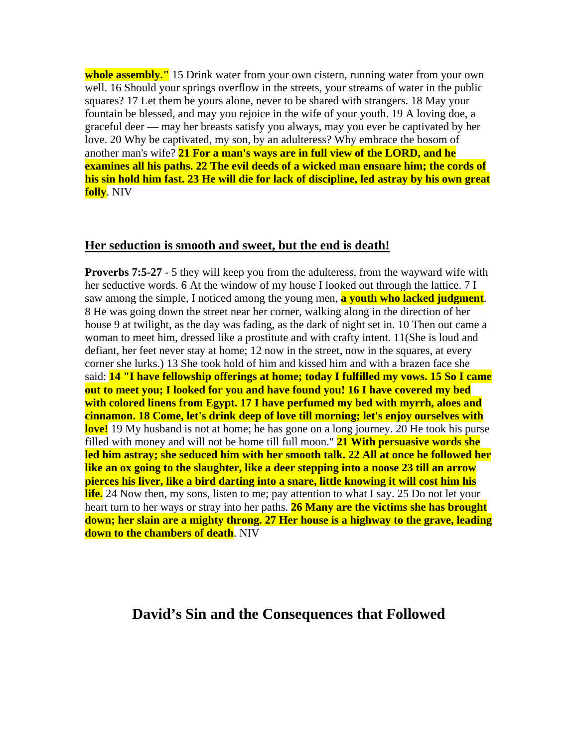**whole assembly."** 15 Drink water from your own cistern, running water from your own well. 16 Should your springs overflow in the streets, your streams of water in the public squares? 17 Let them be yours alone, never to be shared with strangers. 18 May your fountain be blessed, and may you rejoice in the wife of your youth. 19 A loving doe, a graceful deer — may her breasts satisfy you always, may you ever be captivated by her love. 20 Why be captivated, my son, by an adulteress? Why embrace the bosom of another man's wife? **21 For a man's ways are in full view of the LORD, and he examines all his paths. 22 The evil deeds of a wicked man ensnare him; the cords of his sin hold him fast. 23 He will die for lack of discipline, led astray by his own great folly**. NIV

## Her seduction is smooth and sweet, but the end is death!

**Proverbs 7:5-27** - 5 they will keep you from the adulteress, from the wayward wife with her seductive words. 6 At the window of my house I looked out through the lattice. 7 I saw among the simple, I noticed among the young men, **a youth who lacked judgment**. 8 He was going down the street near her corner, walking along in the direction of her house 9 at twilight, as the day was fading, as the dark of night set in. 10 Then out came a woman to meet him, dressed like a prostitute and with crafty intent. 11(She is loud and defiant, her feet never stay at home; 12 now in the street, now in the squares, at every corner she lurks.) 13 She took hold of him and kissed him and with a brazen face she said: **14 "I have fellowship offerings at home; today I fulfilled my vows. 15 So I came out to meet you; I looked for you and have found you! 16 I have covered my bed with colored linens from Egypt. 17 I have perfumed my bed with myrrh, aloes and cinnamon. 18 Come, let's drink deep of love till morning; let's enjoy ourselves with love!** 19 My husband is not at home; he has gone on a long journey. 20 He took his purse filled with money and will not be home till full moon." **21 With persuasive words she led him astray; she seduced him with her smooth talk. 22 All at once he followed her like an ox going to the slaughter, like a deer stepping into a noose 23 till an arrow pierces his liver, like a bird darting into a snare, little knowing it will cost him his life.** 24 Now then, my sons, listen to me; pay attention to what I say. 25 Do not let your heart turn to her ways or stray into her paths. **26 Many are the victims she has brought down; her slain are a mighty throng. 27 Her house is a highway to the grave, leading down to the chambers of death**. NIV

# David's Sin and the Consequences that Followed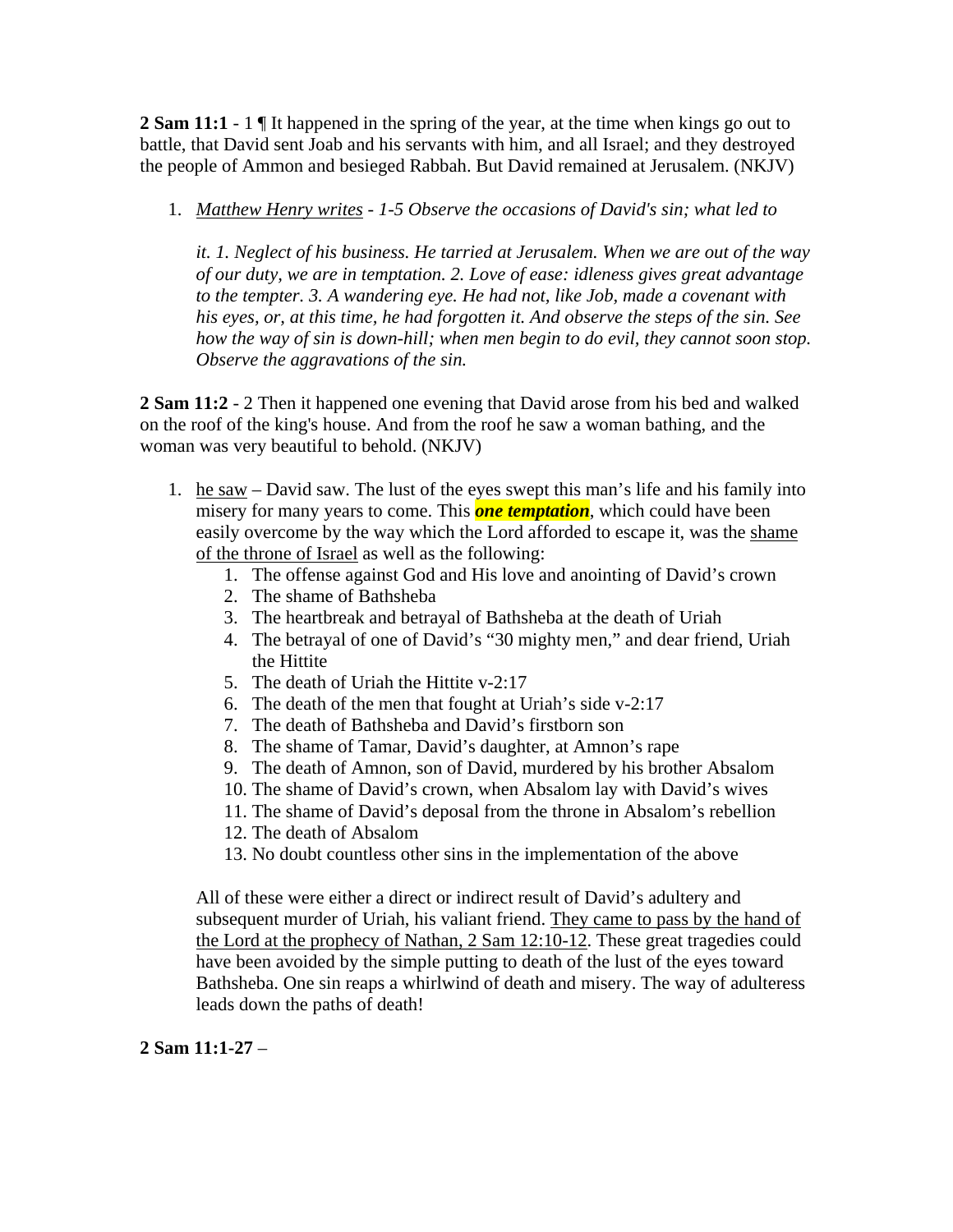**2 Sam 11:1** - 1 ¶ It happened in the spring of the year, at the time when kings go out to battle, that David sent Joab and his servants with him, and all Israel; and they destroyed the people of Ammon and besieged Rabbah. But David remained at Jerusalem. (NKJV)

1. <u>*Matthew Henry writes*</u> - *1-5 Observe the occasions of David's sin; what led to*

   *it. 1. Neglect of his business. He tarried at Jerusalem. When we are out of the way of our duty, we are in temptation. 2. Love of ease: idleness gives great advantage to the tempter. 3. A wandering eye. He had not, like Job, made a covenant with his eyes, or, at this time, he had forgotten it. And observe the steps of the sin. See how the way of sin is down-hill; when men begin to do evil, they cannot soon stop. Observe the aggravations of the sin.*

**2 Sam 11:2** - 2 Then it happened one evening that David arose from his bed and walked on the roof of the king's house. And from the roof he saw a woman bathing, and the woman was very beautiful to behold. (NKJV)

1. <u>he saw</u> – David saw. The lust of the eyes swept this man's life and his family into misery for many years to come. This ***one temptation***, which could have been easily overcome by the way which the Lord afforded to escape it, was the <u>shame of the throne of Israel</u> as well as the following:
   1. The offense against God and His love and anointing of David's crown
   2. The shame of Bathsheba
   3. The heartbreak and betrayal of Bathsheba at the death of Uriah
   4. The betrayal of one of David's "30 mighty men," and dear friend, Uriah the Hittite
   5. The death of Uriah the Hittite v-2:17
   6. The death of the men that fought at Uriah's side v-2:17
   7. The death of Bathsheba and David's firstborn son
   8. The shame of Tamar, David's daughter, at Amnon's rape
   9. The death of Amnon, son of David, murdered by his brother Absalom
   10. The shame of David's crown, when Absalom lay with David's wives
   11. The shame of David's deposal from the throne in Absalom's rebellion
   12. The death of Absalom
   13. No doubt countless other sins in the implementation of the above

   All of these were either a direct or indirect result of David's adultery and subsequent murder of Uriah, his valiant friend. <u>They came to pass by the hand of the Lord at the prophecy of Nathan, 2 Sam 12:10-12</u>. These great tragedies could have been avoided by the simple putting to death of the lust of the eyes toward Bathsheba. One sin reaps a whirlwind of death and misery. The way of adulteress leads down the paths of death!

**2 Sam 11:1-27** –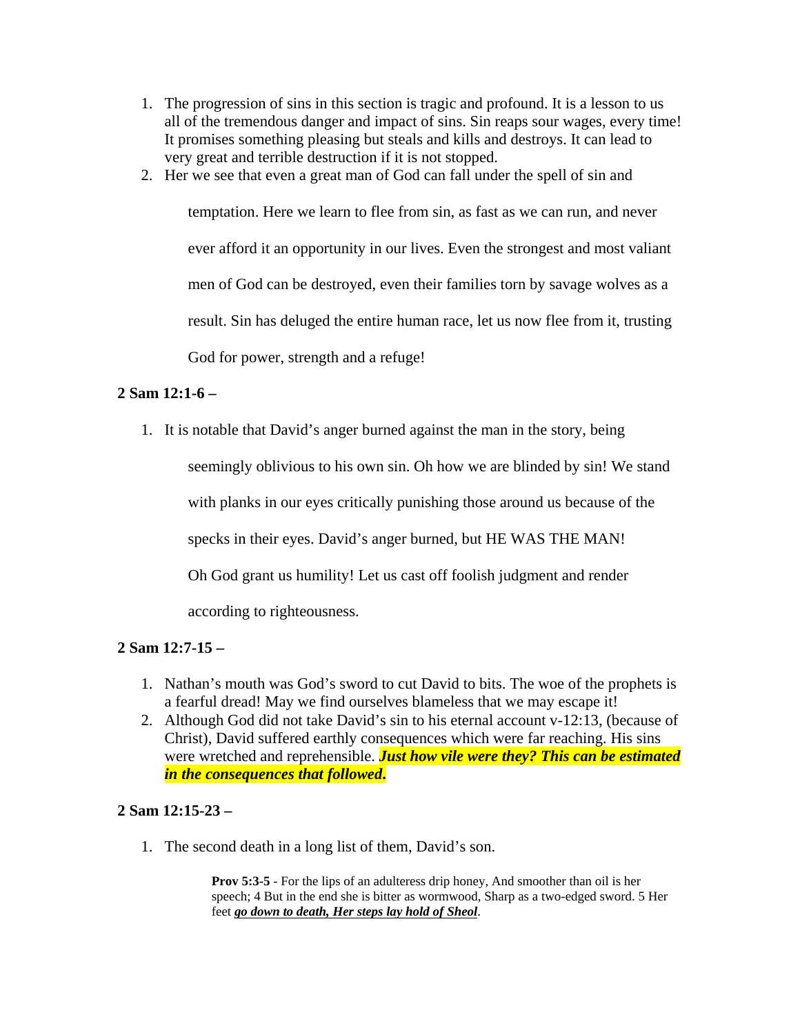1. The progression of sins in this section is tragic and profound. It is a lesson to us all of the tremendous danger and impact of sins. Sin reaps sour wages, every time! It promises something pleasing but steals and kills and destroys. It can lead to very great and terrible destruction if it is not stopped.
2. Her we see that even a great man of God can fall under the spell of sin and temptation. Here we learn to flee from sin, as fast as we can run, and never ever afford it an opportunity in our lives. Even the strongest and most valiant men of God can be destroyed, even their families torn by savage wolves as a result. Sin has deluged the entire human race, let us now flee from it, trusting God for power, strength and a refuge!

**2 Sam 12:1-6 –**

1. It is notable that David's anger burned against the man in the story, being seemingly oblivious to his own sin. Oh how we are blinded by sin! We stand with planks in our eyes critically punishing those around us because of the specks in their eyes. David's anger burned, but HE WAS THE MAN! Oh God grant us humility! Let us cast off foolish judgment and render according to righteousness.

**2 Sam 12:7-15 –**

1. Nathan's mouth was God's sword to cut David to bits. The woe of the prophets is a fearful dread! May we find ourselves blameless that we may escape it!
2. Although God did not take David's sin to his eternal account v-12:13, (because of Christ), David suffered earthly consequences which were far reaching. His sins were wretched and reprehensible. ***Just how vile were they? This can be estimated in the consequences that followed.***

**2 Sam 12:15-23 –**

1. The second death in a long list of them, David's son.

> **Prov 5:3-5** - For the lips of an adulteress drip honey, And smoother than oil is her speech; 4 But in the end she is bitter as wormwood, Sharp as a two-edged sword. 5 Her feet ***go down to death, Her steps lay hold of Sheol***.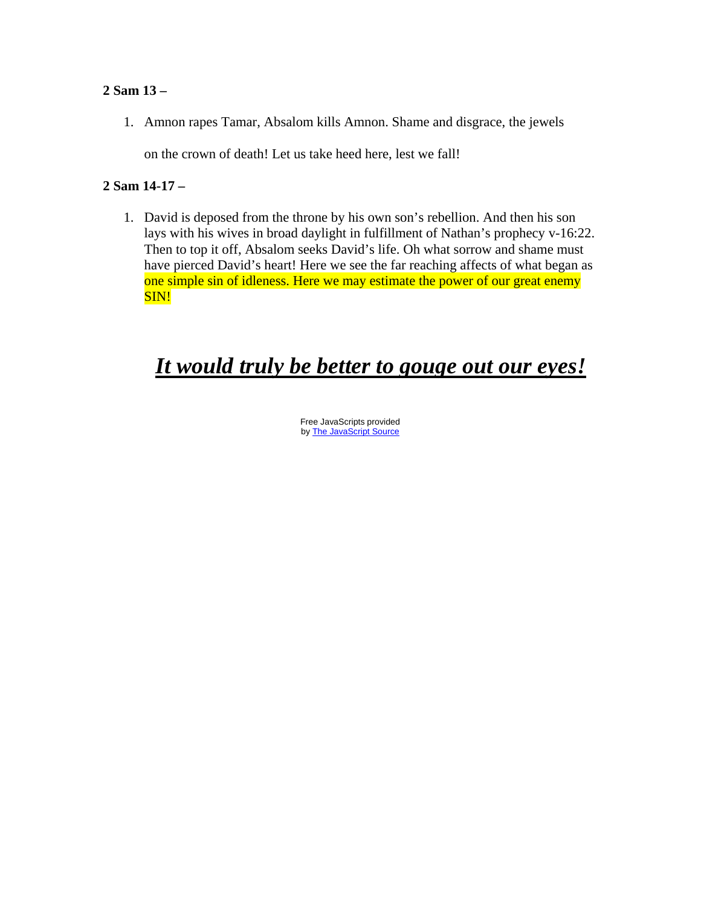**2 Sam 13 –**

1. Amnon rapes Tamar, Absalom kills Amnon. Shame and disgrace, the jewels on the crown of death! Let us take heed here, lest we fall!

**2 Sam 14-17 –**

1. David is deposed from the throne by his own son's rebellion. And then his son lays with his wives in broad daylight in fulfillment of Nathan's prophecy v-16:22. Then to top it off, Absalom seeks David's life. Oh what sorrow and shame must have pierced David's heart! Here we see the far reaching affects of what began as one simple sin of idleness. Here we may estimate the power of our great enemy SIN!

## ***It would truly be better to gouge out our eyes!***

Free JavaScripts provided
by [The JavaScript Source]